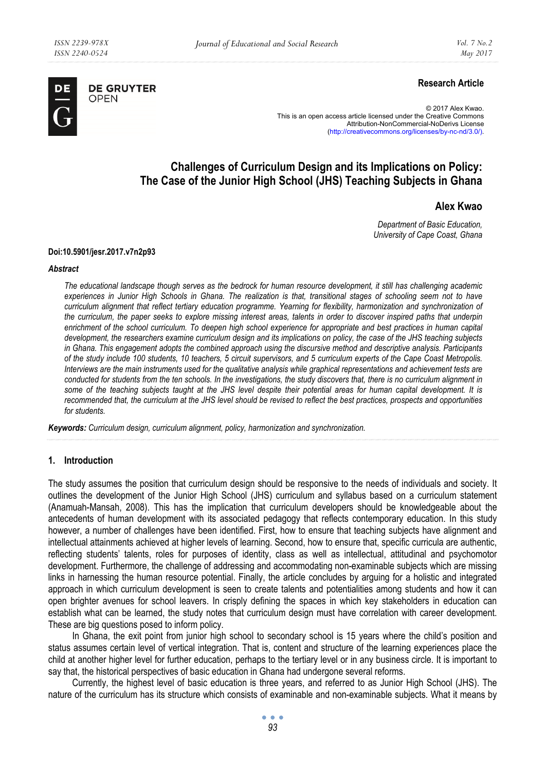**Research Article**

© 2017 Alex Kwao.
This is an open access article licensed under the Creative Commons Attribution-NonCommercial-NoDerivs License (http://creativecommons.org/licenses/by-nc-nd/3.0/).

# Challenges of Curriculum Design and its Implications on Policy: The Case of the Junior High School (JHS) Teaching Subjects in Ghana

**Alex Kwao**

*Department of Basic Education, University of Cape Coast, Ghana*

**Doi:10.5901/jesr.2017.v7n2p93**

***Abstract***

*The educational landscape though serves as the bedrock for human resource development, it still has challenging academic experiences in Junior High Schools in Ghana. The realization is that, transitional stages of schooling seem not to have curriculum alignment that reflect tertiary education programme. Yearning for flexibility, harmonization and synchronization of the curriculum, the paper seeks to explore missing interest areas, talents in order to discover inspired paths that underpin enrichment of the school curriculum. To deepen high school experience for appropriate and best practices in human capital development, the researchers examine curriculum design and its implications on policy, the case of the JHS teaching subjects in Ghana. This engagement adopts the combined approach using the discursive method and descriptive analysis. Participants of the study include 100 students, 10 teachers, 5 circuit supervisors, and 5 curriculum experts of the Cape Coast Metropolis. Interviews are the main instruments used for the qualitative analysis while graphical representations and achievement tests are conducted for students from the ten schools. In the investigations, the study discovers that, there is no curriculum alignment in some of the teaching subjects taught at the JHS level despite their potential areas for human capital development. It is recommended that, the curriculum at the JHS level should be revised to reflect the best practices, prospects and opportunities for students.*

***Keywords:*** *Curriculum design, curriculum alignment, policy, harmonization and synchronization.*

## 1. Introduction

The study assumes the position that curriculum design should be responsive to the needs of individuals and society. It outlines the development of the Junior High School (JHS) curriculum and syllabus based on a curriculum statement (Anamuah-Mansah, 2008). This has the implication that curriculum developers should be knowledgeable about the antecedents of human development with its associated pedagogy that reflects contemporary education. In this study however, a number of challenges have been identified. First, how to ensure that teaching subjects have alignment and intellectual attainments achieved at higher levels of learning. Second, how to ensure that, specific curricula are authentic, reflecting students' talents, roles for purposes of identity, class as well as intellectual, attitudinal and psychomotor development. Furthermore, the challenge of addressing and accommodating non-examinable subjects which are missing links in harnessing the human resource potential. Finally, the article concludes by arguing for a holistic and integrated approach in which curriculum development is seen to create talents and potentialities among students and how it can open brighter avenues for school leavers. In crisply defining the spaces in which key stakeholders in education can establish what can be learned, the study notes that curriculum design must have correlation with career development. These are big questions posed to inform policy.

In Ghana, the exit point from junior high school to secondary school is 15 years where the child's position and status assumes certain level of vertical integration. That is, content and structure of the learning experiences place the child at another higher level for further education, perhaps to the tertiary level or in any business circle. It is important to say that, the historical perspectives of basic education in Ghana had undergone several reforms.

Currently, the highest level of basic education is three years, and referred to as Junior High School (JHS). The nature of the curriculum has its structure which consists of examinable and non-examinable subjects. What it means by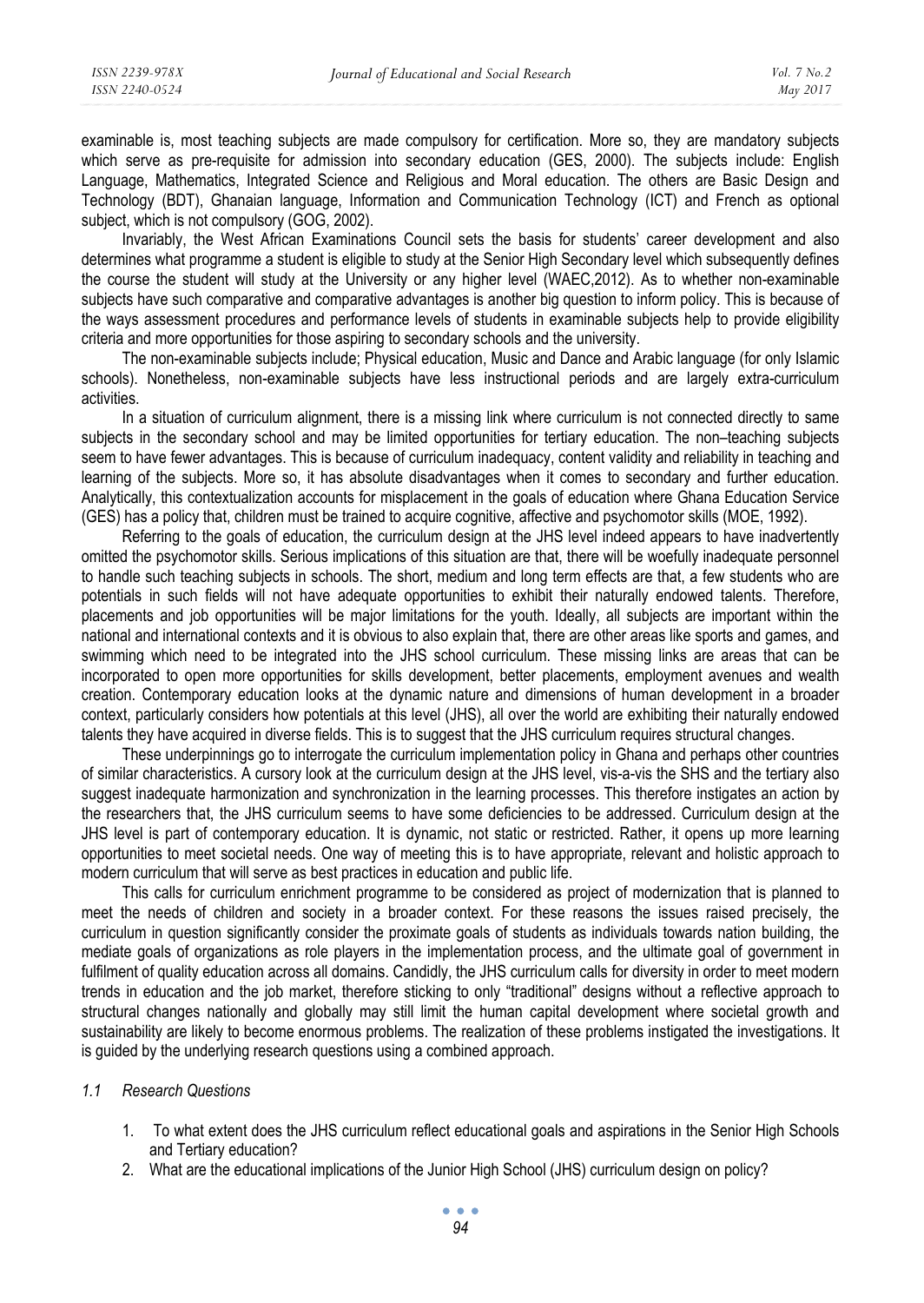examinable is, most teaching subjects are made compulsory for certification. More so, they are mandatory subjects which serve as pre-requisite for admission into secondary education (GES, 2000). The subjects include: English Language, Mathematics, Integrated Science and Religious and Moral education. The others are Basic Design and Technology (BDT), Ghanaian language, Information and Communication Technology (ICT) and French as optional subject, which is not compulsory (GOG, 2002).

Invariably, the West African Examinations Council sets the basis for students' career development and also determines what programme a student is eligible to study at the Senior High Secondary level which subsequently defines the course the student will study at the University or any higher level (WAEC,2012). As to whether non-examinable subjects have such comparative and comparative advantages is another big question to inform policy. This is because of the ways assessment procedures and performance levels of students in examinable subjects help to provide eligibility criteria and more opportunities for those aspiring to secondary schools and the university.

The non-examinable subjects include; Physical education, Music and Dance and Arabic language (for only Islamic schools). Nonetheless, non-examinable subjects have less instructional periods and are largely extra-curriculum activities.

In a situation of curriculum alignment, there is a missing link where curriculum is not connected directly to same subjects in the secondary school and may be limited opportunities for tertiary education. The non–teaching subjects seem to have fewer advantages. This is because of curriculum inadequacy, content validity and reliability in teaching and learning of the subjects. More so, it has absolute disadvantages when it comes to secondary and further education. Analytically, this contextualization accounts for misplacement in the goals of education where Ghana Education Service (GES) has a policy that, children must be trained to acquire cognitive, affective and psychomotor skills (MOE, 1992).

Referring to the goals of education, the curriculum design at the JHS level indeed appears to have inadvertently omitted the psychomotor skills. Serious implications of this situation are that, there will be woefully inadequate personnel to handle such teaching subjects in schools. The short, medium and long term effects are that, a few students who are potentials in such fields will not have adequate opportunities to exhibit their naturally endowed talents. Therefore, placements and job opportunities will be major limitations for the youth. Ideally, all subjects are important within the national and international contexts and it is obvious to also explain that, there are other areas like sports and games, and swimming which need to be integrated into the JHS school curriculum. These missing links are areas that can be incorporated to open more opportunities for skills development, better placements, employment avenues and wealth creation. Contemporary education looks at the dynamic nature and dimensions of human development in a broader context, particularly considers how potentials at this level (JHS), all over the world are exhibiting their naturally endowed talents they have acquired in diverse fields. This is to suggest that the JHS curriculum requires structural changes.

These underpinnings go to interrogate the curriculum implementation policy in Ghana and perhaps other countries of similar characteristics. A cursory look at the curriculum design at the JHS level, vis-a-vis the SHS and the tertiary also suggest inadequate harmonization and synchronization in the learning processes. This therefore instigates an action by the researchers that, the JHS curriculum seems to have some deficiencies to be addressed. Curriculum design at the JHS level is part of contemporary education. It is dynamic, not static or restricted. Rather, it opens up more learning opportunities to meet societal needs. One way of meeting this is to have appropriate, relevant and holistic approach to modern curriculum that will serve as best practices in education and public life.

This calls for curriculum enrichment programme to be considered as project of modernization that is planned to meet the needs of children and society in a broader context. For these reasons the issues raised precisely, the curriculum in question significantly consider the proximate goals of students as individuals towards nation building, the mediate goals of organizations as role players in the implementation process, and the ultimate goal of government in fulfilment of quality education across all domains. Candidly, the JHS curriculum calls for diversity in order to meet modern trends in education and the job market, therefore sticking to only "traditional" designs without a reflective approach to structural changes nationally and globally may still limit the human capital development where societal growth and sustainability are likely to become enormous problems. The realization of these problems instigated the investigations. It is guided by the underlying research questions using a combined approach.

### *1.1 Research Questions*

1. To what extent does the JHS curriculum reflect educational goals and aspirations in the Senior High Schools and Tertiary education?
2. What are the educational implications of the Junior High School (JHS) curriculum design on policy?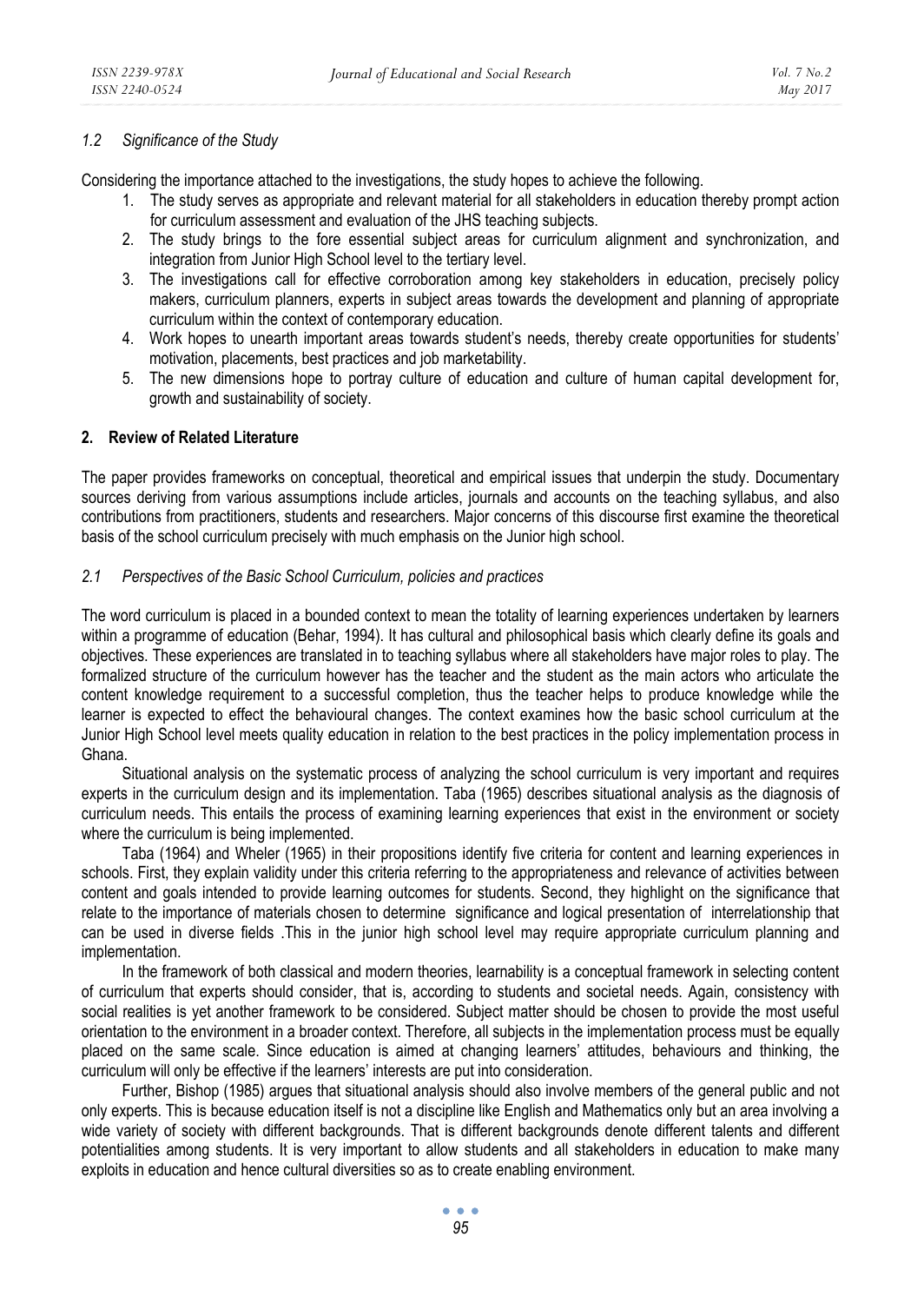### *1.2 Significance of the Study*

Considering the importance attached to the investigations, the study hopes to achieve the following.

1. The study serves as appropriate and relevant material for all stakeholders in education thereby prompt action for curriculum assessment and evaluation of the JHS teaching subjects.
2. The study brings to the fore essential subject areas for curriculum alignment and synchronization, and integration from Junior High School level to the tertiary level.
3. The investigations call for effective corroboration among key stakeholders in education, precisely policy makers, curriculum planners, experts in subject areas towards the development and planning of appropriate curriculum within the context of contemporary education.
4. Work hopes to unearth important areas towards student's needs, thereby create opportunities for students' motivation, placements, best practices and job marketability.
5. The new dimensions hope to portray culture of education and culture of human capital development for, growth and sustainability of society.

## **2. Review of Related Literature**

The paper provides frameworks on conceptual, theoretical and empirical issues that underpin the study. Documentary sources deriving from various assumptions include articles, journals and accounts on the teaching syllabus, and also contributions from practitioners, students and researchers. Major concerns of this discourse first examine the theoretical basis of the school curriculum precisely with much emphasis on the Junior high school.

### *2.1 Perspectives of the Basic School Curriculum, policies and practices*

The word curriculum is placed in a bounded context to mean the totality of learning experiences undertaken by learners within a programme of education (Behar, 1994). It has cultural and philosophical basis which clearly define its goals and objectives. These experiences are translated in to teaching syllabus where all stakeholders have major roles to play. The formalized structure of the curriculum however has the teacher and the student as the main actors who articulate the content knowledge requirement to a successful completion, thus the teacher helps to produce knowledge while the learner is expected to effect the behavioural changes. The context examines how the basic school curriculum at the Junior High School level meets quality education in relation to the best practices in the policy implementation process in Ghana.

Situational analysis on the systematic process of analyzing the school curriculum is very important and requires experts in the curriculum design and its implementation. Taba (1965) describes situational analysis as the diagnosis of curriculum needs. This entails the process of examining learning experiences that exist in the environment or society where the curriculum is being implemented.

Taba (1964) and Wheler (1965) in their propositions identify five criteria for content and learning experiences in schools. First, they explain validity under this criteria referring to the appropriateness and relevance of activities between content and goals intended to provide learning outcomes for students. Second, they highlight on the significance that relate to the importance of materials chosen to determine significance and logical presentation of interrelationship that can be used in diverse fields .This in the junior high school level may require appropriate curriculum planning and implementation.

In the framework of both classical and modern theories, learnability is a conceptual framework in selecting content of curriculum that experts should consider, that is, according to students and societal needs. Again, consistency with social realities is yet another framework to be considered. Subject matter should be chosen to provide the most useful orientation to the environment in a broader context. Therefore, all subjects in the implementation process must be equally placed on the same scale. Since education is aimed at changing learners' attitudes, behaviours and thinking, the curriculum will only be effective if the learners' interests are put into consideration.

Further, Bishop (1985) argues that situational analysis should also involve members of the general public and not only experts. This is because education itself is not a discipline like English and Mathematics only but an area involving a wide variety of society with different backgrounds. That is different backgrounds denote different talents and different potentialities among students. It is very important to allow students and all stakeholders in education to make many exploits in education and hence cultural diversities so as to create enabling environment.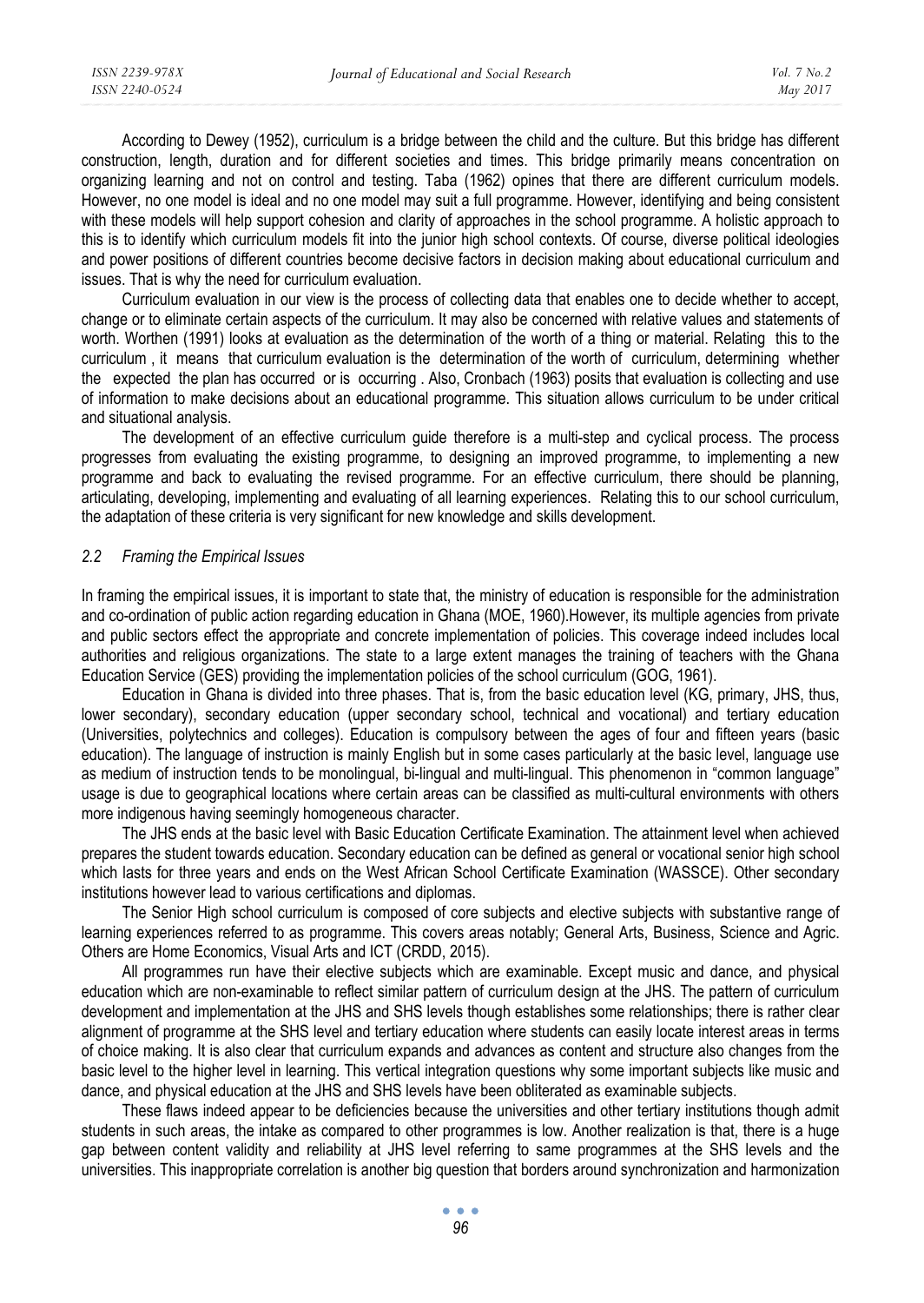According to Dewey (1952), curriculum is a bridge between the child and the culture. But this bridge has different construction, length, duration and for different societies and times. This bridge primarily means concentration on organizing learning and not on control and testing. Taba (1962) opines that there are different curriculum models. However, no one model is ideal and no one model may suit a full programme. However, identifying and being consistent with these models will help support cohesion and clarity of approaches in the school programme. A holistic approach to this is to identify which curriculum models fit into the junior high school contexts. Of course, diverse political ideologies and power positions of different countries become decisive factors in decision making about educational curriculum and issues. That is why the need for curriculum evaluation.

Curriculum evaluation in our view is the process of collecting data that enables one to decide whether to accept, change or to eliminate certain aspects of the curriculum. It may also be concerned with relative values and statements of worth. Worthen (1991) looks at evaluation as the determination of the worth of a thing or material. Relating this to the curriculum , it means that curriculum evaluation is the determination of the worth of curriculum, determining whether the expected the plan has occurred or is occurring . Also, Cronbach (1963) posits that evaluation is collecting and use of information to make decisions about an educational programme. This situation allows curriculum to be under critical and situational analysis.

The development of an effective curriculum guide therefore is a multi-step and cyclical process. The process progresses from evaluating the existing programme, to designing an improved programme, to implementing a new programme and back to evaluating the revised programme. For an effective curriculum, there should be planning, articulating, developing, implementing and evaluating of all learning experiences. Relating this to our school curriculum, the adaptation of these criteria is very significant for new knowledge and skills development.

### *2.2 Framing the Empirical Issues*

In framing the empirical issues, it is important to state that, the ministry of education is responsible for the administration and co-ordination of public action regarding education in Ghana (MOE, 1960).However, its multiple agencies from private and public sectors effect the appropriate and concrete implementation of policies. This coverage indeed includes local authorities and religious organizations. The state to a large extent manages the training of teachers with the Ghana Education Service (GES) providing the implementation policies of the school curriculum (GOG, 1961).

Education in Ghana is divided into three phases. That is, from the basic education level (KG, primary, JHS, thus, lower secondary), secondary education (upper secondary school, technical and vocational) and tertiary education (Universities, polytechnics and colleges). Education is compulsory between the ages of four and fifteen years (basic education). The language of instruction is mainly English but in some cases particularly at the basic level, language use as medium of instruction tends to be monolingual, bi-lingual and multi-lingual. This phenomenon in "common language" usage is due to geographical locations where certain areas can be classified as multi-cultural environments with others more indigenous having seemingly homogeneous character.

The JHS ends at the basic level with Basic Education Certificate Examination. The attainment level when achieved prepares the student towards education. Secondary education can be defined as general or vocational senior high school which lasts for three years and ends on the West African School Certificate Examination (WASSCE). Other secondary institutions however lead to various certifications and diplomas.

The Senior High school curriculum is composed of core subjects and elective subjects with substantive range of learning experiences referred to as programme. This covers areas notably; General Arts, Business, Science and Agric. Others are Home Economics, Visual Arts and ICT (CRDD, 2015).

All programmes run have their elective subjects which are examinable. Except music and dance, and physical education which are non-examinable to reflect similar pattern of curriculum design at the JHS. The pattern of curriculum development and implementation at the JHS and SHS levels though establishes some relationships; there is rather clear alignment of programme at the SHS level and tertiary education where students can easily locate interest areas in terms of choice making. It is also clear that curriculum expands and advances as content and structure also changes from the basic level to the higher level in learning. This vertical integration questions why some important subjects like music and dance, and physical education at the JHS and SHS levels have been obliterated as examinable subjects.

These flaws indeed appear to be deficiencies because the universities and other tertiary institutions though admit students in such areas, the intake as compared to other programmes is low. Another realization is that, there is a huge gap between content validity and reliability at JHS level referring to same programmes at the SHS levels and the universities. This inappropriate correlation is another big question that borders around synchronization and harmonization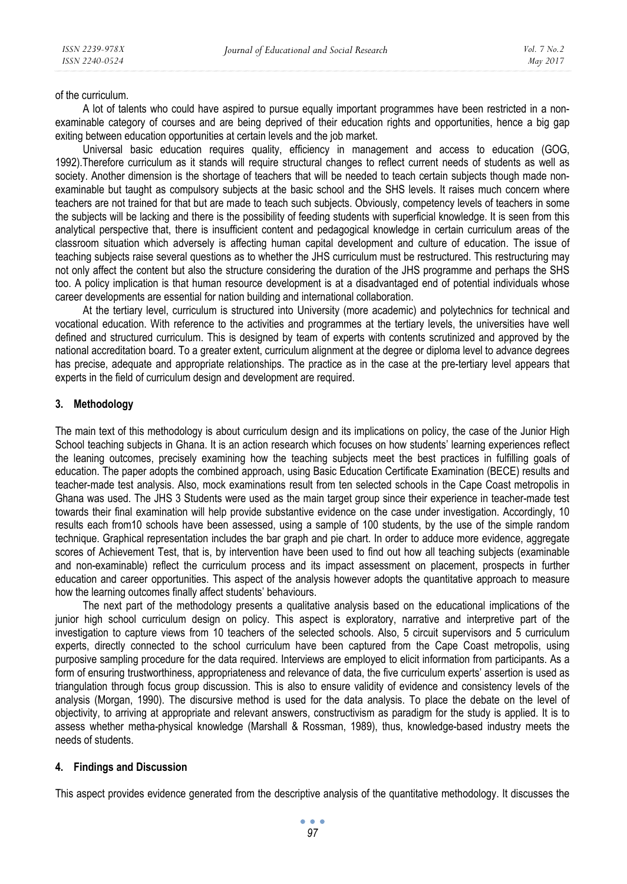of the curriculum.

A lot of talents who could have aspired to pursue equally important programmes have been restricted in a non-examinable category of courses and are being deprived of their education rights and opportunities, hence a big gap exiting between education opportunities at certain levels and the job market.

Universal basic education requires quality, efficiency in management and access to education (GOG, 1992).Therefore curriculum as it stands will require structural changes to reflect current needs of students as well as society. Another dimension is the shortage of teachers that will be needed to teach certain subjects though made non-examinable but taught as compulsory subjects at the basic school and the SHS levels. It raises much concern where teachers are not trained for that but are made to teach such subjects. Obviously, competency levels of teachers in some the subjects will be lacking and there is the possibility of feeding students with superficial knowledge. It is seen from this analytical perspective that, there is insufficient content and pedagogical knowledge in certain curriculum areas of the classroom situation which adversely is affecting human capital development and culture of education. The issue of teaching subjects raise several questions as to whether the JHS curriculum must be restructured. This restructuring may not only affect the content but also the structure considering the duration of the JHS programme and perhaps the SHS too. A policy implication is that human resource development is at a disadvantaged end of potential individuals whose career developments are essential for nation building and international collaboration.

At the tertiary level, curriculum is structured into University (more academic) and polytechnics for technical and vocational education. With reference to the activities and programmes at the tertiary levels, the universities have well defined and structured curriculum. This is designed by team of experts with contents scrutinized and approved by the national accreditation board. To a greater extent, curriculum alignment at the degree or diploma level to advance degrees has precise, adequate and appropriate relationships. The practice as in the case at the pre-tertiary level appears that experts in the field of curriculum design and development are required.

## 3. Methodology

The main text of this methodology is about curriculum design and its implications on policy, the case of the Junior High School teaching subjects in Ghana. It is an action research which focuses on how students' learning experiences reflect the leaning outcomes, precisely examining how the teaching subjects meet the best practices in fulfilling goals of education. The paper adopts the combined approach, using Basic Education Certificate Examination (BECE) results and teacher-made test analysis. Also, mock examinations result from ten selected schools in the Cape Coast metropolis in Ghana was used. The JHS 3 Students were used as the main target group since their experience in teacher-made test towards their final examination will help provide substantive evidence on the case under investigation. Accordingly, 10 results each from10 schools have been assessed, using a sample of 100 students, by the use of the simple random technique. Graphical representation includes the bar graph and pie chart. In order to adduce more evidence, aggregate scores of Achievement Test, that is, by intervention have been used to find out how all teaching subjects (examinable and non-examinable) reflect the curriculum process and its impact assessment on placement, prospects in further education and career opportunities. This aspect of the analysis however adopts the quantitative approach to measure how the learning outcomes finally affect students' behaviours.

The next part of the methodology presents a qualitative analysis based on the educational implications of the junior high school curriculum design on policy. This aspect is exploratory, narrative and interpretive part of the investigation to capture views from 10 teachers of the selected schools. Also, 5 circuit supervisors and 5 curriculum experts, directly connected to the school curriculum have been captured from the Cape Coast metropolis, using purposive sampling procedure for the data required. Interviews are employed to elicit information from participants. As a form of ensuring trustworthiness, appropriateness and relevance of data, the five curriculum experts' assertion is used as triangulation through focus group discussion. This is also to ensure validity of evidence and consistency levels of the analysis (Morgan, 1990). The discursive method is used for the data analysis. To place the debate on the level of objectivity, to arriving at appropriate and relevant answers, constructivism as paradigm for the study is applied. It is to assess whether metha-physical knowledge (Marshall & Rossman, 1989), thus, knowledge-based industry meets the needs of students.

## 4. Findings and Discussion

This aspect provides evidence generated from the descriptive analysis of the quantitative methodology. It discusses the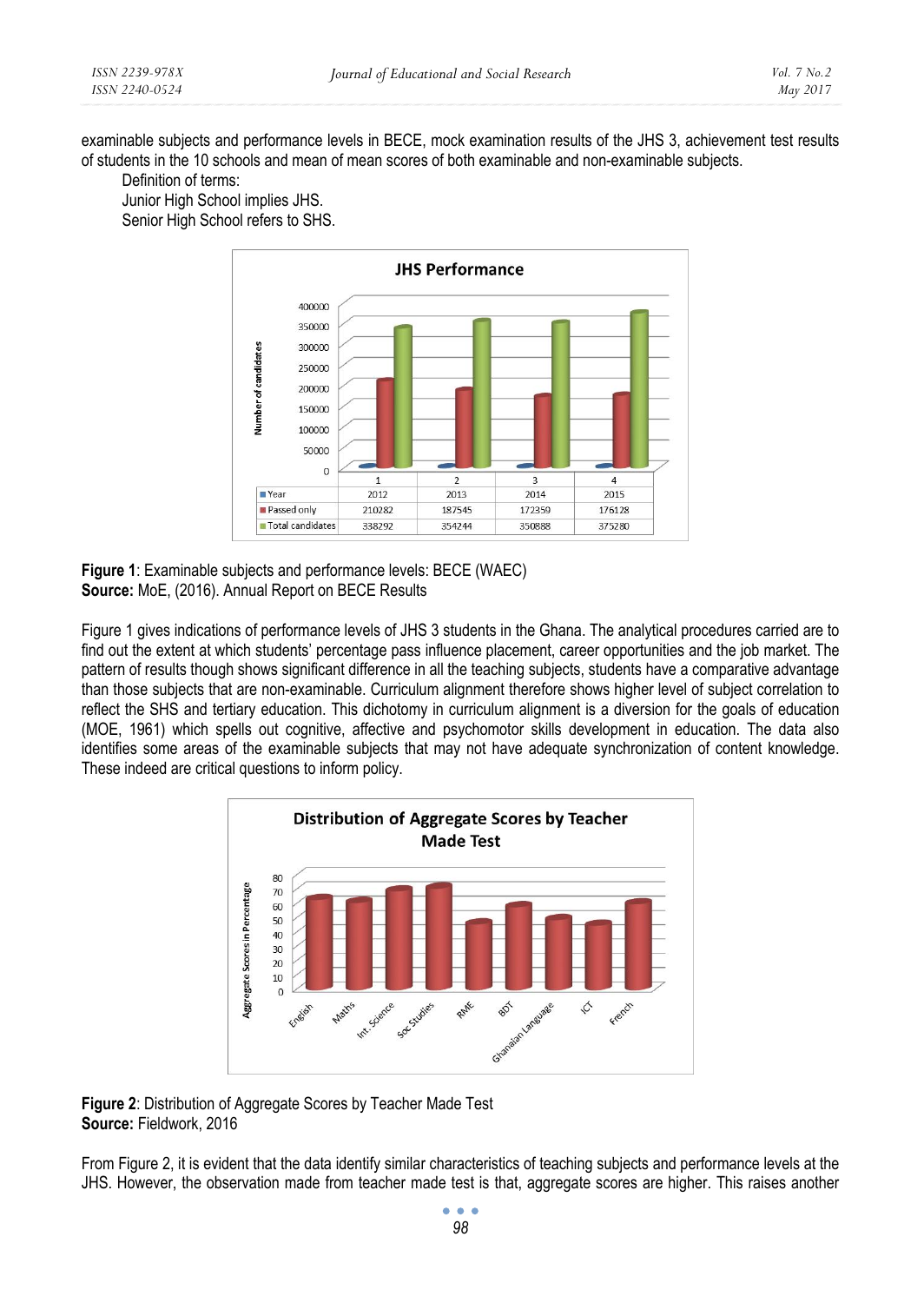examinable subjects and performance levels in BECE, mock examination results of the JHS 3, achievement test results of students in the 10 schools and mean of mean scores of both examinable and non-examinable subjects.

Definition of terms:

Junior High School implies JHS.

Senior High School refers to SHS.

**JHS Performance**

| | 1 | 2 | 3 | 4 |
|---|---|---|---|---|
| Year | 2012 | 2013 | 2014 | 2015 |
| Passed only | 210282 | 187545 | 172359 | 176128 |
| Total candidates | 338292 | 354244 | 350888 | 375280 |

**Figure 1**: Examinable subjects and performance levels: BECE (WAEC)
**Source:** MoE, (2016). Annual Report on BECE Results

Figure 1 gives indications of performance levels of JHS 3 students in the Ghana. The analytical procedures carried are to find out the extent at which students' percentage pass influence placement, career opportunities and the job market. The pattern of results though shows significant difference in all the teaching subjects, students have a comparative advantage than those subjects that are non-examinable. Curriculum alignment therefore shows higher level of subject correlation to reflect the SHS and tertiary education. This dichotomy in curriculum alignment is a diversion for the goals of education (MOE, 1961) which spells out cognitive, affective and psychomotor skills development in education. The data also identifies some areas of the examinable subjects that may not have adequate synchronization of content knowledge. These indeed are critical questions to inform policy.

**Figure 2**: Distribution of Aggregate Scores by Teacher Made Test
**Source:** Fieldwork, 2016

From Figure 2, it is evident that the data identify similar characteristics of teaching subjects and performance levels at the JHS. However, the observation made from teacher made test is that, aggregate scores are higher. This raises another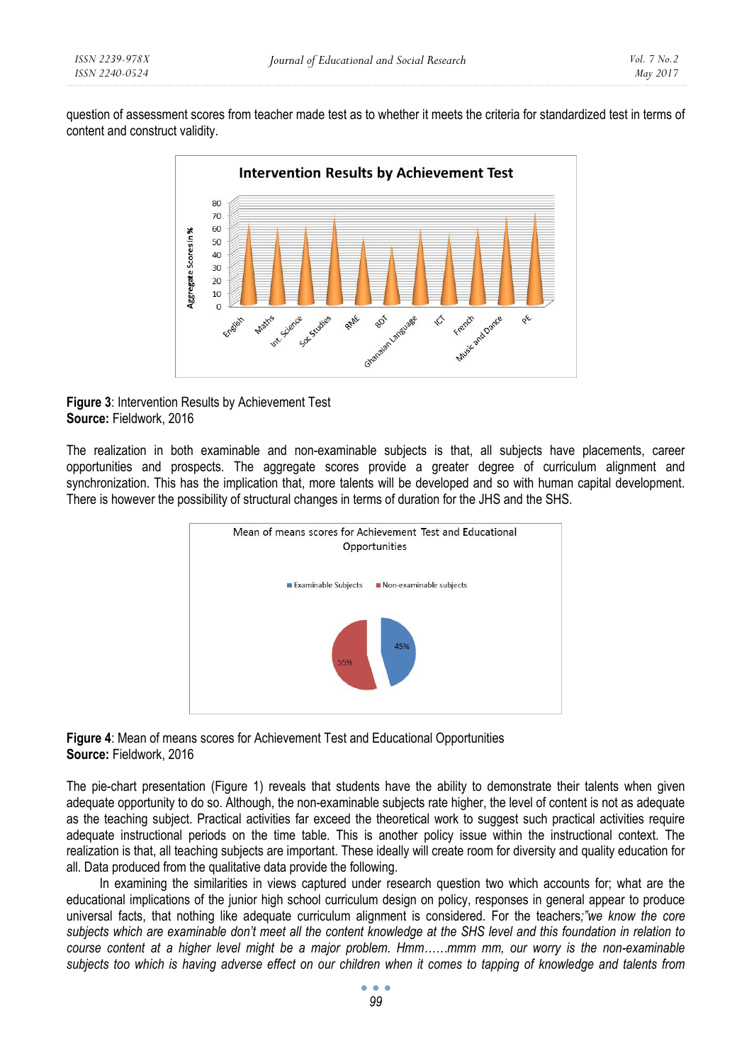question of assessment scores from teacher made test as to whether it meets the criteria for standardized test in terms of content and construct validity.

**Figure 3**: Intervention Results by Achievement Test
**Source:** Fieldwork, 2016

The realization in both examinable and non-examinable subjects is that, all subjects have placements, career opportunities and prospects. The aggregate scores provide a greater degree of curriculum alignment and synchronization. This has the implication that, more talents will be developed and so with human capital development. There is however the possibility of structural changes in terms of duration for the JHS and the SHS.

**Figure 4**: Mean of means scores for Achievement Test and Educational Opportunities
**Source:** Fieldwork, 2016

The pie-chart presentation (Figure 1) reveals that students have the ability to demonstrate their talents when given adequate opportunity to do so. Although, the non-examinable subjects rate higher, the level of content is not as adequate as the teaching subject. Practical activities far exceed the theoretical work to suggest such practical activities require adequate instructional periods on the time table. This is another policy issue within the instructional context. The realization is that, all teaching subjects are important. These ideally will create room for diversity and quality education for all. Data produced from the qualitative data provide the following.

In examining the similarities in views captured under research question two which accounts for; what are the educational implications of the junior high school curriculum design on policy, responses in general appear to produce universal facts, that nothing like adequate curriculum alignment is considered. For the teachers;*"we know the core subjects which are examinable don't meet all the content knowledge at the SHS level and this foundation in relation to course content at a higher level might be a major problem. Hmm……mmm mm, our worry is the non-examinable subjects too which is having adverse effect on our children when it comes to tapping of knowledge and talents from*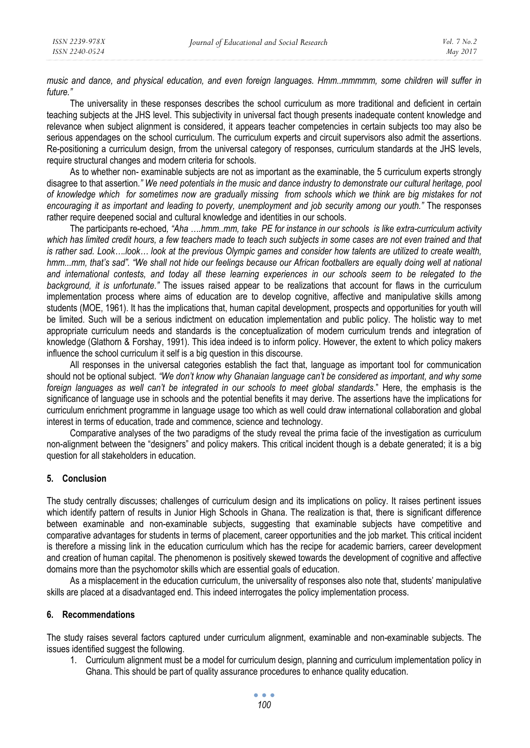*music and dance, and physical education, and even foreign languages. Hmm..mmmmm, some children will suffer in future."*

The universality in these responses describes the school curriculum as more traditional and deficient in certain teaching subjects at the JHS level. This subjectivity in universal fact though presents inadequate content knowledge and relevance when subject alignment is considered, it appears teacher competencies in certain subjects too may also be serious appendages on the school curriculum. The curriculum experts and circuit supervisors also admit the assertions. Re-positioning a curriculum design, frrom the universal category of responses, curriculum standards at the JHS levels, require structural changes and modern criteria for schools.

As to whether non- examinable subjects are not as important as the examinable, the 5 curriculum experts strongly disagree to that assertion*." We need potentials in the music and dance industry to demonstrate our cultural heritage, pool of knowledge which for sometimes now are gradually missing from schools which we think are big mistakes for not encouraging it as important and leading to poverty, unemployment and job security among our youth."* The responses rather require deepened social and cultural knowledge and identities in our schools.

The participants re-echoed*, "Aha ….hmm..mm, take PE for instance in our schools is like extra-curriculum activity which has limited credit hours, a few teachers made to teach such subjects in some cases are not even trained and that is rather sad. Look….look… look at the previous Olympic games and consider how talents are utilized to create wealth, hmm...mm, that's sad". "We shall not hide our feelings because our African footballers are equally doing well at national and international contests, and today all these learning experiences in our schools seem to be relegated to the background, it is unfortunate."* The issues raised appear to be realizations that account for flaws in the curriculum implementation process where aims of education are to develop cognitive, affective and manipulative skills among students (MOE, 1961). It has the implications that, human capital development, prospects and opportunities for youth will be limited. Such will be a serious indictment on education implementation and public policy. The holistic way to met appropriate curriculum needs and standards is the conceptualization of modern curriculum trends and integration of knowledge (Glathorn & Forshay, 1991). This idea indeed is to inform policy. However, the extent to which policy makers influence the school curriculum it self is a big question in this discourse.

All responses in the universal categories establish the fact that, language as important tool for communication should not be optional subject. *"We don't know why Ghanaian language can't be considered as important, and why some foreign languages as well can't be integrated in our schools to meet global standards*." Here, the emphasis is the significance of language use in schools and the potential benefits it may derive. The assertions have the implications for curriculum enrichment programme in language usage too which as well could draw international collaboration and global interest in terms of education, trade and commence, science and technology.

Comparative analyses of the two paradigms of the study reveal the prima facie of the investigation as curriculum non-alignment between the "designers" and policy makers. This critical incident though is a debate generated; it is a big question for all stakeholders in education.

## 5. Conclusion

The study centrally discusses; challenges of curriculum design and its implications on policy. It raises pertinent issues which identify pattern of results in Junior High Schools in Ghana. The realization is that, there is significant difference between examinable and non-examinable subjects, suggesting that examinable subjects have competitive and comparative advantages for students in terms of placement, career opportunities and the job market. This critical incident is therefore a missing link in the education curriculum which has the recipe for academic barriers, career development and creation of human capital. The phenomenon is positively skewed towards the development of cognitive and affective domains more than the psychomotor skills which are essential goals of education.

As a misplacement in the education curriculum, the universality of responses also note that, students' manipulative skills are placed at a disadvantaged end. This indeed interrogates the policy implementation process.

## 6. Recommendations

The study raises several factors captured under curriculum alignment, examinable and non-examinable subjects. The issues identified suggest the following.

1. Curriculum alignment must be a model for curriculum design, planning and curriculum implementation policy in Ghana. This should be part of quality assurance procedures to enhance quality education.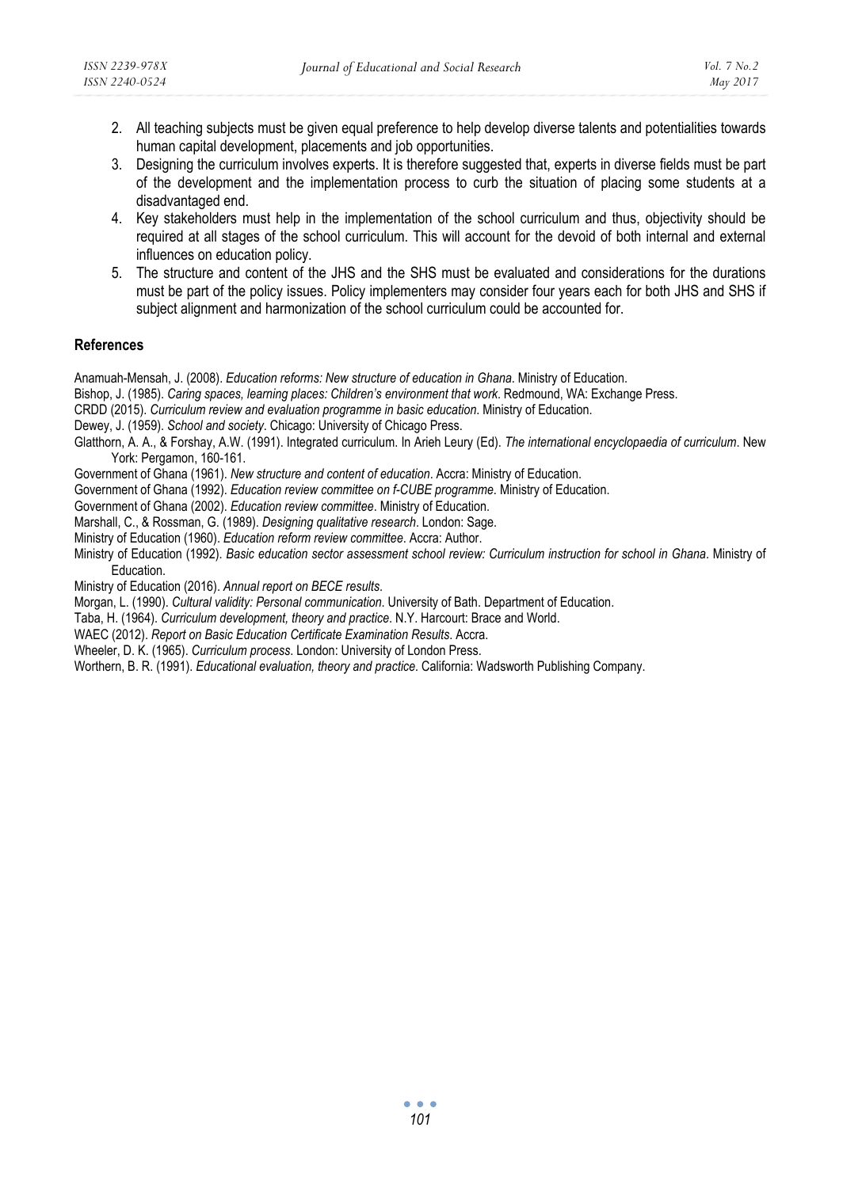2. All teaching subjects must be given equal preference to help develop diverse talents and potentialities towards human capital development, placements and job opportunities.
3. Designing the curriculum involves experts. It is therefore suggested that, experts in diverse fields must be part of the development and the implementation process to curb the situation of placing some students at a disadvantaged end.
4. Key stakeholders must help in the implementation of the school curriculum and thus, objectivity should be required at all stages of the school curriculum. This will account for the devoid of both internal and external influences on education policy.
5. The structure and content of the JHS and the SHS must be evaluated and considerations for the durations must be part of the policy issues. Policy implementers may consider four years each for both JHS and SHS if subject alignment and harmonization of the school curriculum could be accounted for.

## References

Anamuah-Mensah, J. (2008). *Education reforms: New structure of education in Ghana*. Ministry of Education.

Bishop, J. (1985). *Caring spaces, learning places: Children's environment that work*. Redmound, WA: Exchange Press.

CRDD (2015). *Curriculum review and evaluation programme in basic education*. Ministry of Education.

Dewey, J. (1959). *School and society*. Chicago: University of Chicago Press.

Glatthorn, A. A., & Forshay, A.W. (1991). Integrated curriculum. In Arieh Leury (Ed). *The international encyclopaedia of curriculum*. New York: Pergamon, 160-161.

Government of Ghana (1961). *New structure and content of education*. Accra: Ministry of Education.

Government of Ghana (1992). *Education review committee on f-CUBE programme*. Ministry of Education.

Government of Ghana (2002). *Education review committee*. Ministry of Education.

Marshall, C., & Rossman, G. (1989). *Designing qualitative research*. London: Sage.

Ministry of Education (1960). *Education reform review committee*. Accra: Author.

Ministry of Education (1992). *Basic education sector assessment school review: Curriculum instruction for school in Ghana*. Ministry of Education.

Ministry of Education (2016). *Annual report on BECE results*.

Morgan, L. (1990). *Cultural validity: Personal communication*. University of Bath. Department of Education.

Taba, H. (1964). *Curriculum development, theory and practice*. N.Y. Harcourt: Brace and World.

WAEC (2012). *Report on Basic Education Certificate Examination Results*. Accra.

Wheeler, D. K. (1965). *Curriculum process*. London: University of London Press.

Worthern, B. R. (1991). *Educational evaluation, theory and practice.* California: Wadsworth Publishing Company.